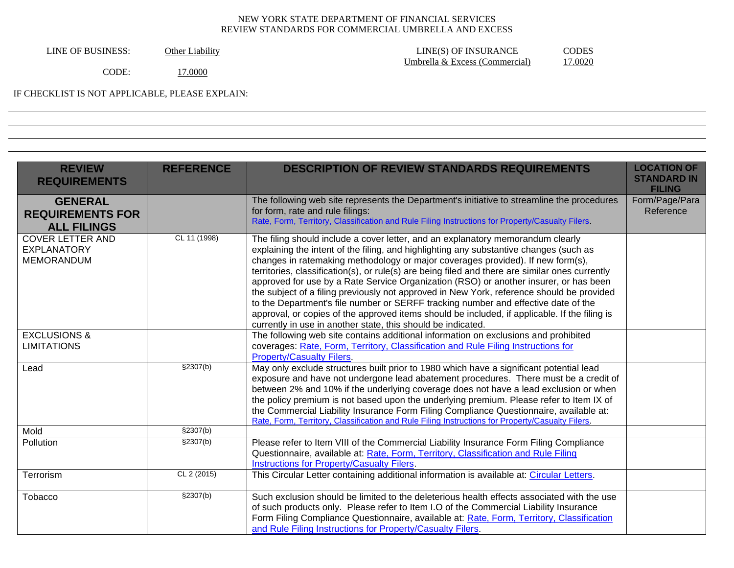NEW YORK STATE DEPARTMENT OF FINANCIAL SERVICES
REVIEW STANDARDS FOR COMMERCIAL UMBRELLA AND EXCESS

LINE OF BUSINESS: Other Liability

CODE: 17.0000

LINE(S) OF INSURANCE: Umbrella & Excess (Commercial)

CODES: 17.0020

IF CHECKLIST IS NOT APPLICABLE, PLEASE EXPLAIN:

| REVIEW REQUIREMENTS | REFERENCE | DESCRIPTION OF REVIEW STANDARDS REQUIREMENTS | LOCATION OF STANDARD IN FILING |
|---|---|---|---|
| **GENERAL REQUIREMENTS FOR ALL FILINGS** | | The following web site represents the Department's initiative to streamline the procedures for form, rate and rule filings: Rate, Form, Territory, Classification and Rule Filing Instructions for Property/Casualty Filers. | Form/Page/Para Reference |
| COVER LETTER AND EXPLANATORY MEMORANDUM | CL 11 (1998) | The filing should include a cover letter, and an explanatory memorandum clearly explaining the intent of the filing, and highlighting any substantive changes (such as changes in ratemaking methodology or major coverages provided). If new form(s), territories, classification(s), or rule(s) are being filed and there are similar ones currently approved for use by a Rate Service Organization (RSO) or another insurer, or has been the subject of a filing previously not approved in New York, reference should be provided to the Department's file number or SERFF tracking number and effective date of the approval, or copies of the approved items should be included, if applicable. If the filing is currently in use in another state, this should be indicated. | |
| EXCLUSIONS & LIMITATIONS | | The following web site contains additional information on exclusions and prohibited coverages: Rate, Form, Territory, Classification and Rule Filing Instructions for Property/Casualty Filers. | |
| Lead | §2307(b) | May only exclude structures built prior to 1980 which have a significant potential lead exposure and have not undergone lead abatement procedures. There must be a credit of between 2% and 10% if the underlying coverage does not have a lead exclusion or when the policy premium is not based upon the underlying premium. Please refer to Item IX of the Commercial Liability Insurance Form Filing Compliance Questionnaire, available at: Rate, Form, Territory, Classification and Rule Filing Instructions for Property/Casualty Filers. | |
| Mold | §2307(b) | | |
| Pollution | §2307(b) | Please refer to Item VIII of the Commercial Liability Insurance Form Filing Compliance Questionnaire, available at: Rate, Form, Territory, Classification and Rule Filing Instructions for Property/Casualty Filers. | |
| Terrorism | CL 2 (2015) | This Circular Letter containing additional information is available at: Circular Letters. | |
| Tobacco | §2307(b) | Such exclusion should be limited to the deleterious health effects associated with the use of such products only. Please refer to Item I.O of the Commercial Liability Insurance Form Filing Compliance Questionnaire, available at: Rate, Form, Territory, Classification and Rule Filing Instructions for Property/Casualty Filers. | |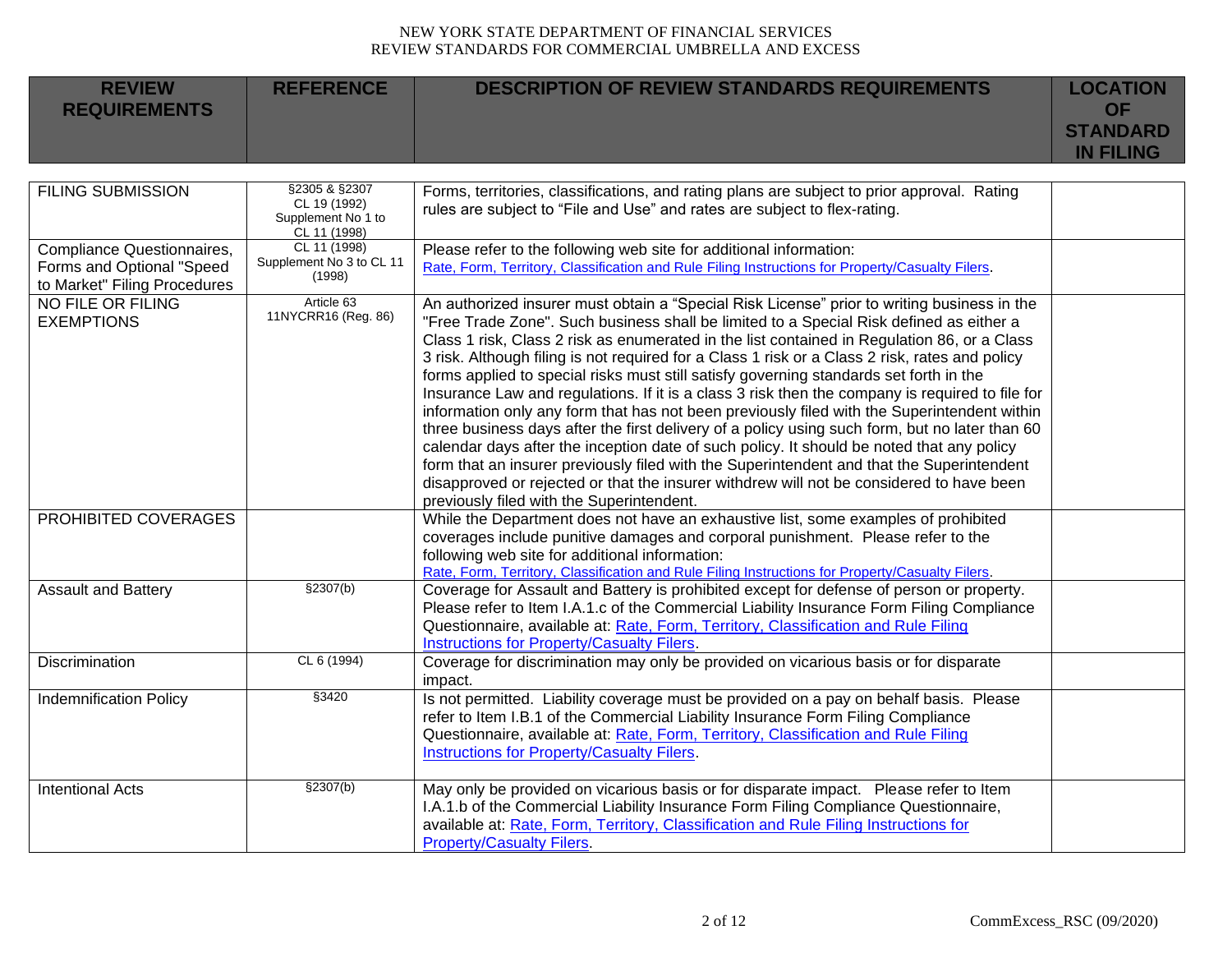| REVIEW REQUIREMENTS | REFERENCE | DESCRIPTION OF REVIEW STANDARDS REQUIREMENTS | LOCATION OF STANDARD IN FILING |
|---|---|---|---|
| FILING SUBMISSION | §2305 & §2307 CL 19 (1992) Supplement No 1 to CL 11 (1998) | Forms, territories, classifications, and rating plans are subject to prior approval. Rating rules are subject to "File and Use" and rates are subject to flex-rating. | |
| Compliance Questionnaires, Forms and Optional "Speed to Market" Filing Procedures | CL 11 (1998) Supplement No 3 to CL 11 (1998) | Please refer to the following web site for additional information: [Rate, Form, Territory, Classification and Rule Filing Instructions for Property/Casualty Filers](). | |
| NO FILE OR FILING EXEMPTIONS | Article 63 11NYCRR16 (Reg. 86) | An authorized insurer must obtain a "Special Risk License" prior to writing business in the "Free Trade Zone". Such business shall be limited to a Special Risk defined as either a Class 1 risk, Class 2 risk as enumerated in the list contained in Regulation 86, or a Class 3 risk. Although filing is not required for a Class 1 risk or a Class 2 risk, rates and policy forms applied to special risks must still satisfy governing standards set forth in the Insurance Law and regulations. If it is a class 3 risk then the company is required to file for information only any form that has not been previously filed with the Superintendent within three business days after the first delivery of a policy using such form, but no later than 60 calendar days after the inception date of such policy. It should be noted that any policy form that an insurer previously filed with the Superintendent and that the Superintendent disapproved or rejected or that the insurer withdrew will not be considered to have been previously filed with the Superintendent. | |
| PROHIBITED COVERAGES | | While the Department does not have an exhaustive list, some examples of prohibited coverages include punitive damages and corporal punishment. Please refer to the following web site for additional information: [Rate, Form, Territory, Classification and Rule Filing Instructions for Property/Casualty Filers](). | |
| Assault and Battery | §2307(b) | Coverage for Assault and Battery is prohibited except for defense of person or property. Please refer to Item I.A.1.c of the Commercial Liability Insurance Form Filing Compliance Questionnaire, available at: [Rate, Form, Territory, Classification and Rule Filing Instructions for Property/Casualty Filers](). | |
| Discrimination | CL 6 (1994) | Coverage for discrimination may only be provided on vicarious basis or for disparate impact. | |
| Indemnification Policy | §3420 | Is not permitted. Liability coverage must be provided on a pay on behalf basis. Please refer to Item I.B.1 of the Commercial Liability Insurance Form Filing Compliance Questionnaire, available at: [Rate, Form, Territory, Classification and Rule Filing Instructions for Property/Casualty Filers](). | |
| Intentional Acts | §2307(b) | May only be provided on vicarious basis or for disparate impact. Please refer to Item I.A.1.b of the Commercial Liability Insurance Form Filing Compliance Questionnaire, available at: [Rate, Form, Territory, Classification and Rule Filing Instructions for Property/Casualty Filers](). | |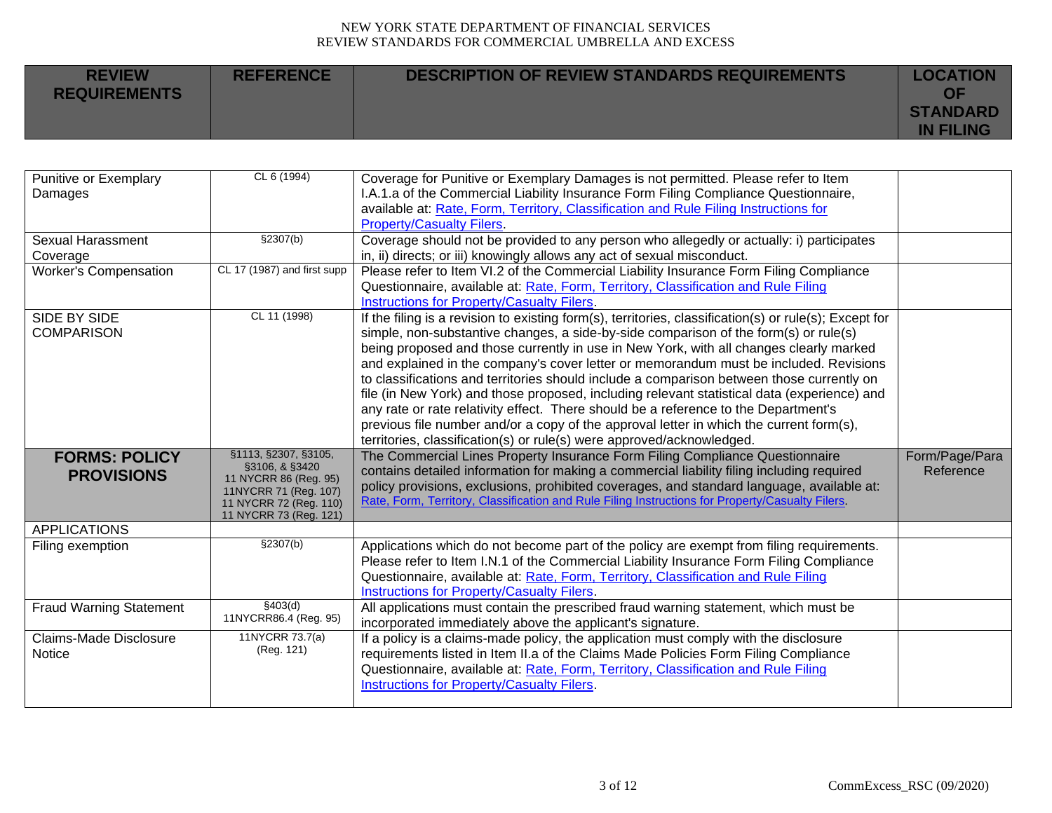| REVIEW REQUIREMENTS | REFERENCE | DESCRIPTION OF REVIEW STANDARDS REQUIREMENTS | LOCATION OF STANDARD IN FILING |
|---|---|---|---|
| Punitive or Exemplary Damages | CL 6 (1994) | Coverage for Punitive or Exemplary Damages is not permitted. Please refer to Item I.A.1.a of the Commercial Liability Insurance Form Filing Compliance Questionnaire, available at: Rate, Form, Territory, Classification and Rule Filing Instructions for Property/Casualty Filers. | |
| Sexual Harassment Coverage | §2307(b) | Coverage should not be provided to any person who allegedly or actually: i) participates in, ii) directs; or iii) knowingly allows any act of sexual misconduct. | |
| Worker's Compensation | CL 17 (1987) and first supp | Please refer to Item VI.2 of the Commercial Liability Insurance Form Filing Compliance Questionnaire, available at: Rate, Form, Territory, Classification and Rule Filing Instructions for Property/Casualty Filers. | |
| SIDE BY SIDE COMPARISON | CL 11 (1998) | If the filing is a revision to existing form(s), territories, classification(s) or rule(s); Except for simple, non-substantive changes, a side-by-side comparison of the form(s) or rule(s) being proposed and those currently in use in New York, with all changes clearly marked and explained in the company's cover letter or memorandum must be included. Revisions to classifications and territories should include a comparison between those currently on file (in New York) and those proposed, including relevant statistical data (experience) and any rate or rate relativity effect. There should be a reference to the Department's previous file number and/or a copy of the approval letter in which the current form(s), territories, classification(s) or rule(s) were approved/acknowledged. | |
| **FORMS: POLICY PROVISIONS** | §1113, §2307, §3105, §3106, & §3420 11 NYCRR 86 (Reg. 95) 11NYCRR 71 (Reg. 107) 11 NYCRR 72 (Reg. 110) 11 NYCRR 73 (Reg. 121) | The Commercial Lines Property Insurance Form Filing Compliance Questionnaire contains detailed information for making a commercial liability filing including required policy provisions, exclusions, prohibited coverages, and standard language, available at: Rate, Form, Territory, Classification and Rule Filing Instructions for Property/Casualty Filers. | Form/Page/Para Reference |
| APPLICATIONS | | | |
| Filing exemption | §2307(b) | Applications which do not become part of the policy are exempt from filing requirements. Please refer to Item I.N.1 of the Commercial Liability Insurance Form Filing Compliance Questionnaire, available at: Rate, Form, Territory, Classification and Rule Filing Instructions for Property/Casualty Filers. | |
| Fraud Warning Statement | §403(d) 11NYCRR86.4 (Reg. 95) | All applications must contain the prescribed fraud warning statement, which must be incorporated immediately above the applicant's signature. | |
| Claims-Made Disclosure Notice | 11NYCRR 73.7(a) (Reg. 121) | If a policy is a claims-made policy, the application must comply with the disclosure requirements listed in Item II.a of the Claims Made Policies Form Filing Compliance Questionnaire, available at: Rate, Form, Territory, Classification and Rule Filing Instructions for Property/Casualty Filers. | |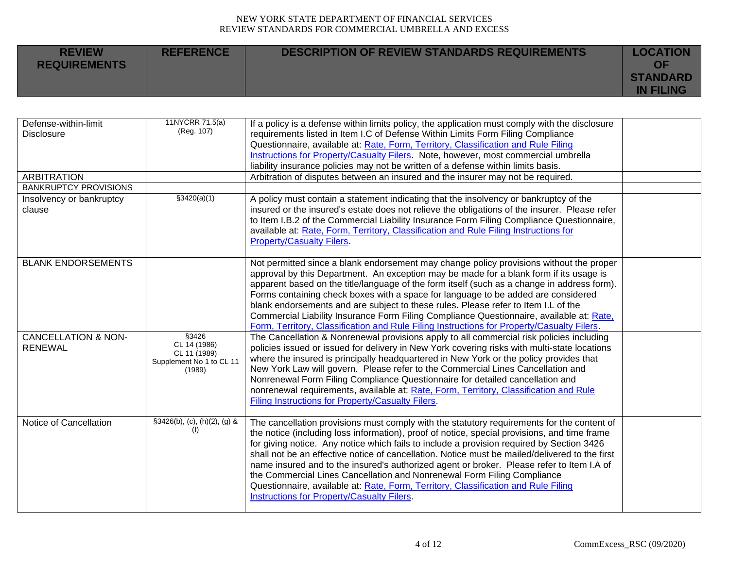| REVIEW REQUIREMENTS | REFERENCE | DESCRIPTION OF REVIEW STANDARDS REQUIREMENTS | LOCATION OF STANDARD IN FILING |
|---|---|---|---|
| Defense-within-limit Disclosure | 11NYCRR 71.5(a) (Reg. 107) | If a policy is a defense within limits policy, the application must comply with the disclosure requirements listed in Item I.C of Defense Within Limits Form Filing Compliance Questionnaire, available at: [Rate, Form, Territory, Classification and Rule Filing Instructions for Property/Casualty Filers](). Note, however, most commercial umbrella liability insurance policies may not be written of a defense within limits basis. | |
| ARBITRATION | | Arbitration of disputes between an insured and the insurer may not be required. | |
| BANKRUPTCY PROVISIONS | | | |
| Insolvency or bankruptcy clause | §3420(a)(1) | A policy must contain a statement indicating that the insolvency or bankruptcy of the insured or the insured's estate does not relieve the obligations of the insurer. Please refer to Item I.B.2 of the Commercial Liability Insurance Form Filing Compliance Questionnaire, available at: [Rate, Form, Territory, Classification and Rule Filing Instructions for Property/Casualty Filers](). | |
| BLANK ENDORSEMENTS | | Not permitted since a blank endorsement may change policy provisions without the proper approval by this Department. An exception may be made for a blank form if its usage is apparent based on the title/language of the form itself (such as a change in address form). Forms containing check boxes with a space for language to be added are considered blank endorsements and are subject to these rules. Please refer to Item I.L of the Commercial Liability Insurance Form Filing Compliance Questionnaire, available at: [Rate, Form, Territory, Classification and Rule Filing Instructions for Property/Casualty Filers](). | |
| CANCELLATION & NON-RENEWAL | §3426<br>CL 14 (1986)<br>CL 11 (1989)<br>Supplement No 1 to CL 11 (1989) | The Cancellation & Nonrenewal provisions apply to all commercial risk policies including policies issued or issued for delivery in New York covering risks with multi-state locations where the insured is principally headquartered in New York or the policy provides that New York Law will govern. Please refer to the Commercial Lines Cancellation and Nonrenewal Form Filing Compliance Questionnaire for detailed cancellation and nonrenewal requirements, available at: [Rate, Form, Territory, Classification and Rule Filing Instructions for Property/Casualty Filers](). | |
| Notice of Cancellation | §3426(b), (c), (h)(2), (g) & (l) | The cancellation provisions must comply with the statutory requirements for the content of the notice (including loss information), proof of notice, special provisions, and time frame for giving notice. Any notice which fails to include a provision required by Section 3426 shall not be an effective notice of cancellation. Notice must be mailed/delivered to the first name insured and to the insured's authorized agent or broker. Please refer to Item I.A of the Commercial Lines Cancellation and Nonrenewal Form Filing Compliance Questionnaire, available at: [Rate, Form, Territory, Classification and Rule Filing Instructions for Property/Casualty Filers](). | |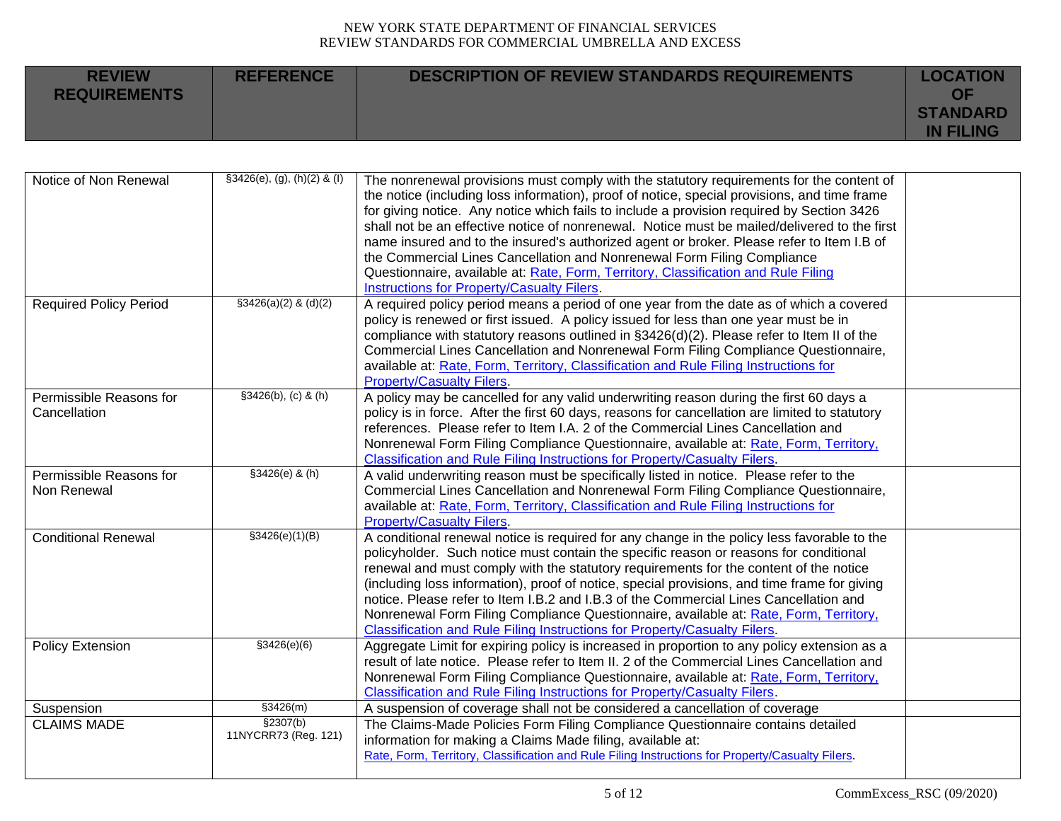| REVIEW REQUIREMENTS | REFERENCE | DESCRIPTION OF REVIEW STANDARDS REQUIREMENTS | LOCATION OF STANDARD IN FILING |
|---|---|---|---|
| Notice of Non Renewal | §3426(e), (g), (h)(2) & (l) | The nonrenewal provisions must comply with the statutory requirements for the content of the notice (including loss information), proof of notice, special provisions, and time frame for giving notice. Any notice which fails to include a provision required by Section 3426 shall not be an effective notice of nonrenewal. Notice must be mailed/delivered to the first name insured and to the insured's authorized agent or broker. Please refer to Item I.B of the Commercial Lines Cancellation and Nonrenewal Form Filing Compliance Questionnaire, available at: Rate, Form, Territory, Classification and Rule Filing Instructions for Property/Casualty Filers. | |
| Required Policy Period | §3426(a)(2) & (d)(2) | A required policy period means a period of one year from the date as of which a covered policy is renewed or first issued. A policy issued for less than one year must be in compliance with statutory reasons outlined in §3426(d)(2). Please refer to Item II of the Commercial Lines Cancellation and Nonrenewal Form Filing Compliance Questionnaire, available at: Rate, Form, Territory, Classification and Rule Filing Instructions for Property/Casualty Filers. | |
| Permissible Reasons for Cancellation | §3426(b), (c) & (h) | A policy may be cancelled for any valid underwriting reason during the first 60 days a policy is in force. After the first 60 days, reasons for cancellation are limited to statutory references. Please refer to Item I.A. 2 of the Commercial Lines Cancellation and Nonrenewal Form Filing Compliance Questionnaire, available at: Rate, Form, Territory, Classification and Rule Filing Instructions for Property/Casualty Filers. | |
| Permissible Reasons for Non Renewal | §3426(e) & (h) | A valid underwriting reason must be specifically listed in notice. Please refer to the Commercial Lines Cancellation and Nonrenewal Form Filing Compliance Questionnaire, available at: Rate, Form, Territory, Classification and Rule Filing Instructions for Property/Casualty Filers. | |
| Conditional Renewal | §3426(e)(1)(B) | A conditional renewal notice is required for any change in the policy less favorable to the policyholder. Such notice must contain the specific reason or reasons for conditional renewal and must comply with the statutory requirements for the content of the notice (including loss information), proof of notice, special provisions, and time frame for giving notice. Please refer to Item I.B.2 and I.B.3 of the Commercial Lines Cancellation and Nonrenewal Form Filing Compliance Questionnaire, available at: Rate, Form, Territory, Classification and Rule Filing Instructions for Property/Casualty Filers. | |
| Policy Extension | §3426(e)(6) | Aggregate Limit for expiring policy is increased in proportion to any policy extension as a result of late notice. Please refer to Item II. 2 of the Commercial Lines Cancellation and Nonrenewal Form Filing Compliance Questionnaire, available at: Rate, Form, Territory, Classification and Rule Filing Instructions for Property/Casualty Filers. | |
| Suspension | §3426(m) | A suspension of coverage shall not be considered a cancellation of coverage | |
| CLAIMS MADE | §2307(b) 11NYCRR73 (Reg. 121) | The Claims-Made Policies Form Filing Compliance Questionnaire contains detailed information for making a Claims Made filing, available at: Rate, Form, Territory, Classification and Rule Filing Instructions for Property/Casualty Filers. | |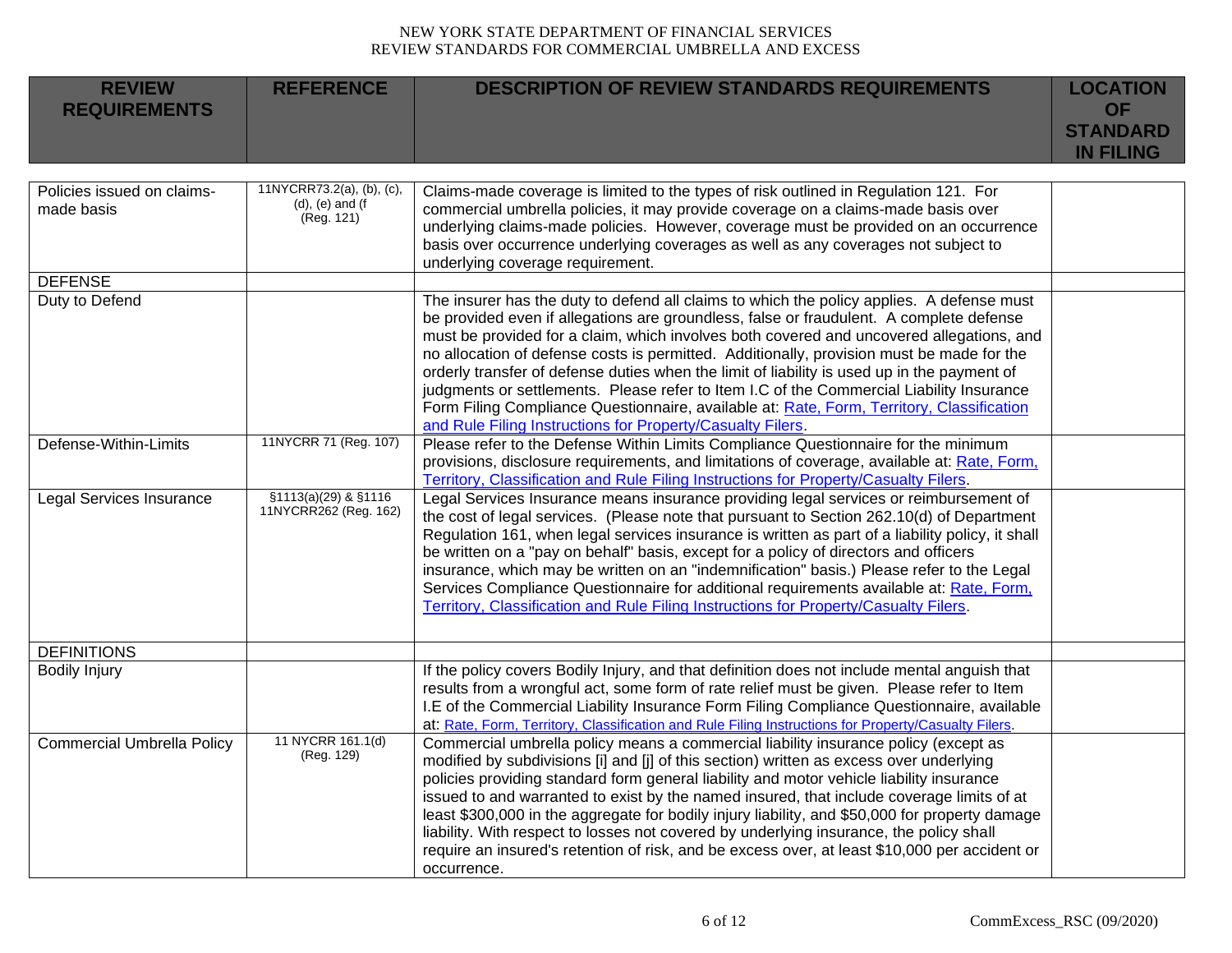| REVIEW REQUIREMENTS | REFERENCE | DESCRIPTION OF REVIEW STANDARDS REQUIREMENTS | LOCATION OF STANDARD IN FILING |
|---|---|---|---|
| Policies issued on claims-made basis | 11NYCRR73.2(a), (b), (c), (d), (e) and (f (Reg. 121) | Claims-made coverage is limited to the types of risk outlined in Regulation 121. For commercial umbrella policies, it may provide coverage on a claims-made basis over underlying claims-made policies. However, coverage must be provided on an occurrence basis over occurrence underlying coverages as well as any coverages not subject to underlying coverage requirement. | |
| DEFENSE | | | |
| Duty to Defend | | The insurer has the duty to defend all claims to which the policy applies. A defense must be provided even if allegations are groundless, false or fraudulent. A complete defense must be provided for a claim, which involves both covered and uncovered allegations, and no allocation of defense costs is permitted. Additionally, provision must be made for the orderly transfer of defense duties when the limit of liability is used up in the payment of judgments or settlements. Please refer to Item I.C of the Commercial Liability Insurance Form Filing Compliance Questionnaire, available at: Rate, Form, Territory, Classification and Rule Filing Instructions for Property/Casualty Filers. | |
| Defense-Within-Limits | 11NYCRR 71 (Reg. 107) | Please refer to the Defense Within Limits Compliance Questionnaire for the minimum provisions, disclosure requirements, and limitations of coverage, available at: Rate, Form, Territory, Classification and Rule Filing Instructions for Property/Casualty Filers. | |
| Legal Services Insurance | §1113(a)(29) & §1116 11NYCRR262 (Reg. 162) | Legal Services Insurance means insurance providing legal services or reimbursement of the cost of legal services. (Please note that pursuant to Section 262.10(d) of Department Regulation 161, when legal services insurance is written as part of a liability policy, it shall be written on a "pay on behalf" basis, except for a policy of directors and officers insurance, which may be written on an "indemnification" basis.) Please refer to the Legal Services Compliance Questionnaire for additional requirements available at: Rate, Form, Territory, Classification and Rule Filing Instructions for Property/Casualty Filers. | |
| DEFINITIONS | | | |
| Bodily Injury | | If the policy covers Bodily Injury, and that definition does not include mental anguish that results from a wrongful act, some form of rate relief must be given. Please refer to Item I.E of the Commercial Liability Insurance Form Filing Compliance Questionnaire, available at: Rate, Form, Territory, Classification and Rule Filing Instructions for Property/Casualty Filers. | |
| Commercial Umbrella Policy | 11 NYCRR 161.1(d) (Reg. 129) | Commercial umbrella policy means a commercial liability insurance policy (except as modified by subdivisions [i] and [j] of this section) written as excess over underlying policies providing standard form general liability and motor vehicle liability insurance issued to and warranted to exist by the named insured, that include coverage limits of at least $300,000 in the aggregate for bodily injury liability, and $50,000 for property damage liability. With respect to losses not covered by underlying insurance, the policy shall require an insured's retention of risk, and be excess over, at least $10,000 per accident or occurrence. | |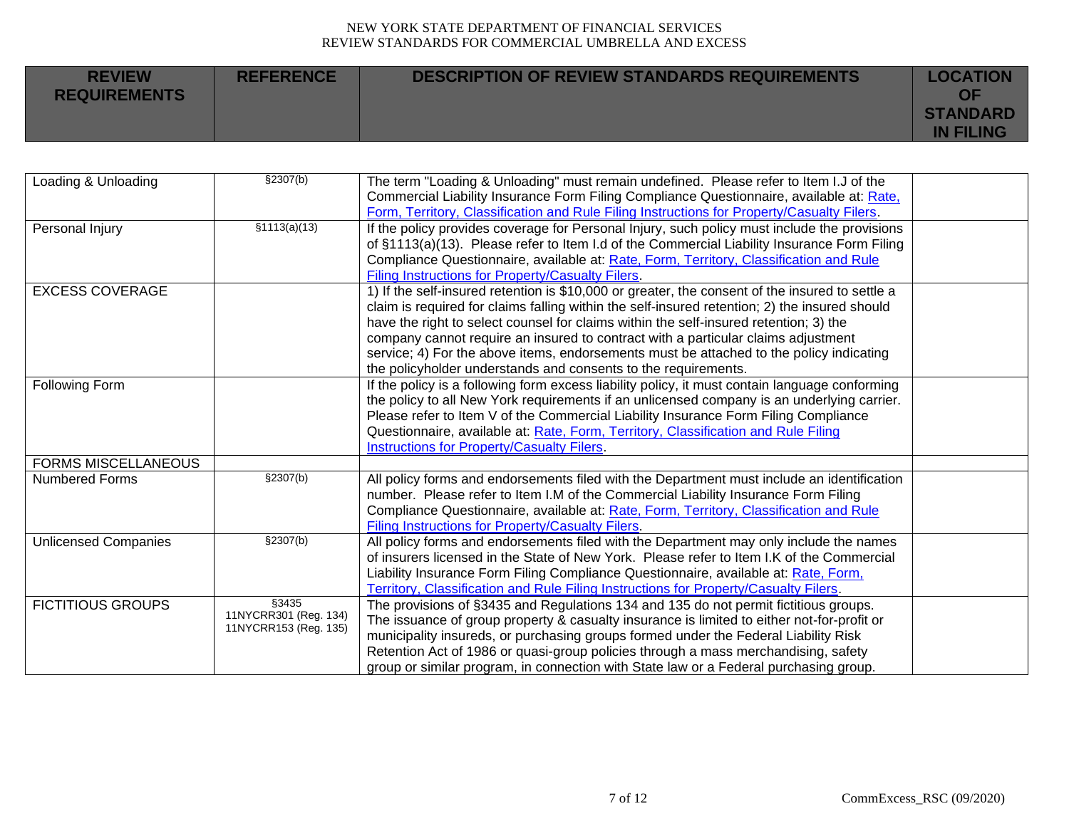| REVIEW REQUIREMENTS | REFERENCE | DESCRIPTION OF REVIEW STANDARDS REQUIREMENTS | LOCATION OF STANDARD IN FILING |
|---|---|---|---|
| Loading & Unloading | §2307(b) | The term "Loading & Unloading" must remain undefined. Please refer to Item I.J of the Commercial Liability Insurance Form Filing Compliance Questionnaire, available at: Rate, Form, Territory, Classification and Rule Filing Instructions for Property/Casualty Filers. | |
| Personal Injury | §1113(a)(13) | If the policy provides coverage for Personal Injury, such policy must include the provisions of §1113(a)(13). Please refer to Item I.d of the Commercial Liability Insurance Form Filing Compliance Questionnaire, available at: Rate, Form, Territory, Classification and Rule Filing Instructions for Property/Casualty Filers. | |
| EXCESS COVERAGE | | 1) If the self-insured retention is $10,000 or greater, the consent of the insured to settle a claim is required for claims falling within the self-insured retention; 2) the insured should have the right to select counsel for claims within the self-insured retention; 3) the company cannot require an insured to contract with a particular claims adjustment service; 4) For the above items, endorsements must be attached to the policy indicating the policyholder understands and consents to the requirements. | |
| Following Form | | If the policy is a following form excess liability policy, it must contain language conforming the policy to all New York requirements if an unlicensed company is an underlying carrier. Please refer to Item V of the Commercial Liability Insurance Form Filing Compliance Questionnaire, available at: Rate, Form, Territory, Classification and Rule Filing Instructions for Property/Casualty Filers. | |
| FORMS MISCELLANEOUS | | | |
| Numbered Forms | §2307(b) | All policy forms and endorsements filed with the Department must include an identification number. Please refer to Item I.M of the Commercial Liability Insurance Form Filing Compliance Questionnaire, available at: Rate, Form, Territory, Classification and Rule Filing Instructions for Property/Casualty Filers. | |
| Unlicensed Companies | §2307(b) | All policy forms and endorsements filed with the Department may only include the names of insurers licensed in the State of New York. Please refer to Item I.K of the Commercial Liability Insurance Form Filing Compliance Questionnaire, available at: Rate, Form, Territory, Classification and Rule Filing Instructions for Property/Casualty Filers. | |
| FICTITIOUS GROUPS | §3435<br>11NYCRR301 (Reg. 134)<br>11NYCRR153 (Reg. 135) | The provisions of §3435 and Regulations 134 and 135 do not permit fictitious groups. The issuance of group property & casualty insurance is limited to either not-for-profit or municipality insureds, or purchasing groups formed under the Federal Liability Risk Retention Act of 1986 or quasi-group policies through a mass merchandising, safety group or similar program, in connection with State law or a Federal purchasing group. | |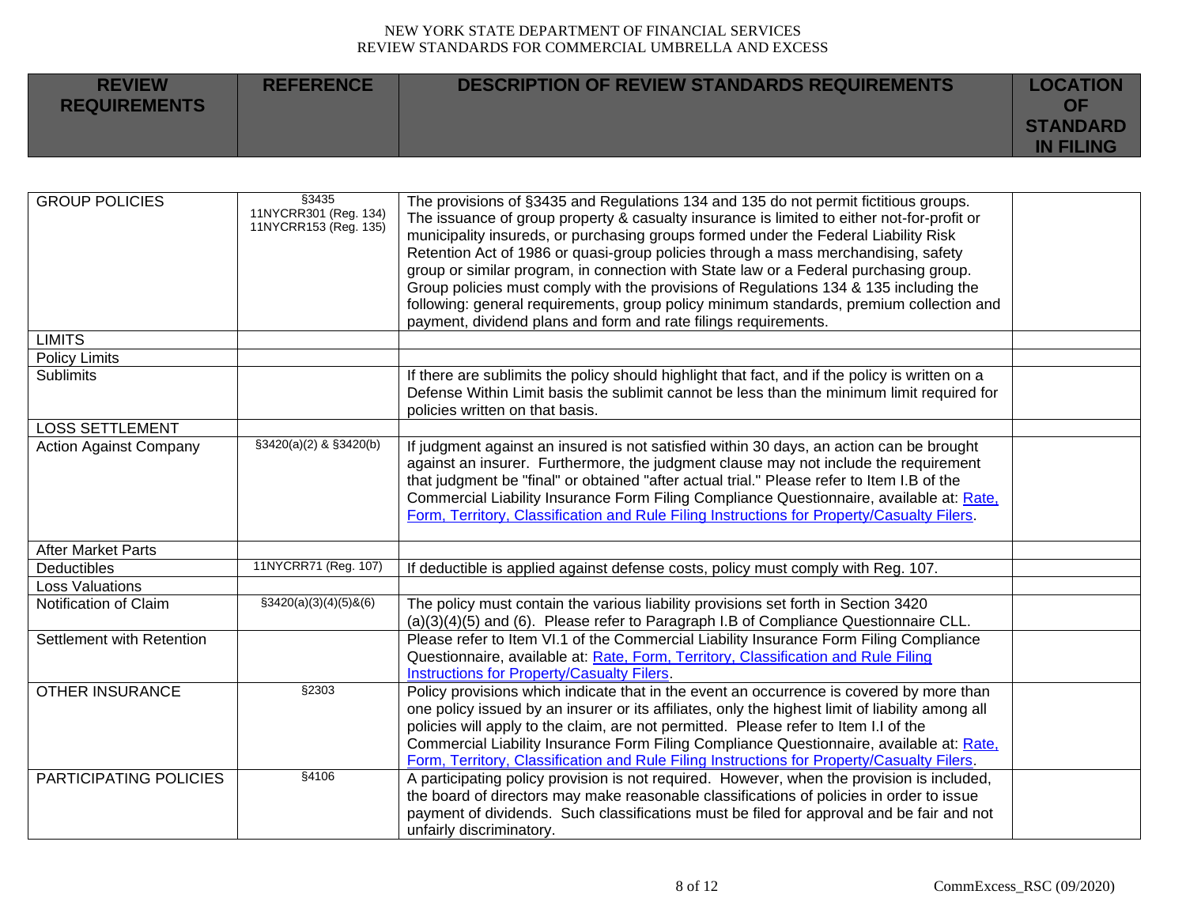| REVIEW REQUIREMENTS | REFERENCE | DESCRIPTION OF REVIEW STANDARDS REQUIREMENTS | LOCATION OF STANDARD IN FILING |
|---|---|---|---|
| GROUP POLICIES | §3435 11NYCRR301 (Reg. 134) 11NYCRR153 (Reg. 135) | The provisions of §3435 and Regulations 134 and 135 do not permit fictitious groups. The issuance of group property & casualty insurance is limited to either not-for-profit or municipality insureds, or purchasing groups formed under the Federal Liability Risk Retention Act of 1986 or quasi-group policies through a mass merchandising, safety group or similar program, in connection with State law or a Federal purchasing group. Group policies must comply with the provisions of Regulations 134 & 135 including the following: general requirements, group policy minimum standards, premium collection and payment, dividend plans and form and rate filings requirements. | |
| LIMITS | | | |
| Policy Limits | | | |
| Sublimits | | If there are sublimits the policy should highlight that fact, and if the policy is written on a Defense Within Limit basis the sublimit cannot be less than the minimum limit required for policies written on that basis. | |
| LOSS SETTLEMENT | | | |
| Action Against Company | §3420(a)(2) & §3420(b) | If judgment against an insured is not satisfied within 30 days, an action can be brought against an insurer. Furthermore, the judgment clause may not include the requirement that judgment be "final" or obtained "after actual trial." Please refer to Item I.B of the Commercial Liability Insurance Form Filing Compliance Questionnaire, available at: Rate, Form, Territory, Classification and Rule Filing Instructions for Property/Casualty Filers. | |
| After Market Parts | | | |
| Deductibles | 11NYCRR71 (Reg. 107) | If deductible is applied against defense costs, policy must comply with Reg. 107. | |
| Loss Valuations | | | |
| Notification of Claim | §3420(a)(3)(4)(5)&(6) | The policy must contain the various liability provisions set forth in Section 3420 (a)(3)(4)(5) and (6). Please refer to Paragraph I.B of Compliance Questionnaire CLL. | |
| Settlement with Retention | | Please refer to Item VI.1 of the Commercial Liability Insurance Form Filing Compliance Questionnaire, available at: Rate, Form, Territory, Classification and Rule Filing Instructions for Property/Casualty Filers. | |
| OTHER INSURANCE | §2303 | Policy provisions which indicate that in the event an occurrence is covered by more than one policy issued by an insurer or its affiliates, only the highest limit of liability among all policies will apply to the claim, are not permitted. Please refer to Item I.I of the Commercial Liability Insurance Form Filing Compliance Questionnaire, available at: Rate, Form, Territory, Classification and Rule Filing Instructions for Property/Casualty Filers. | |
| PARTICIPATING POLICIES | §4106 | A participating policy provision is not required. However, when the provision is included, the board of directors may make reasonable classifications of policies in order to issue payment of dividends. Such classifications must be filed for approval and be fair and not unfairly discriminatory. | |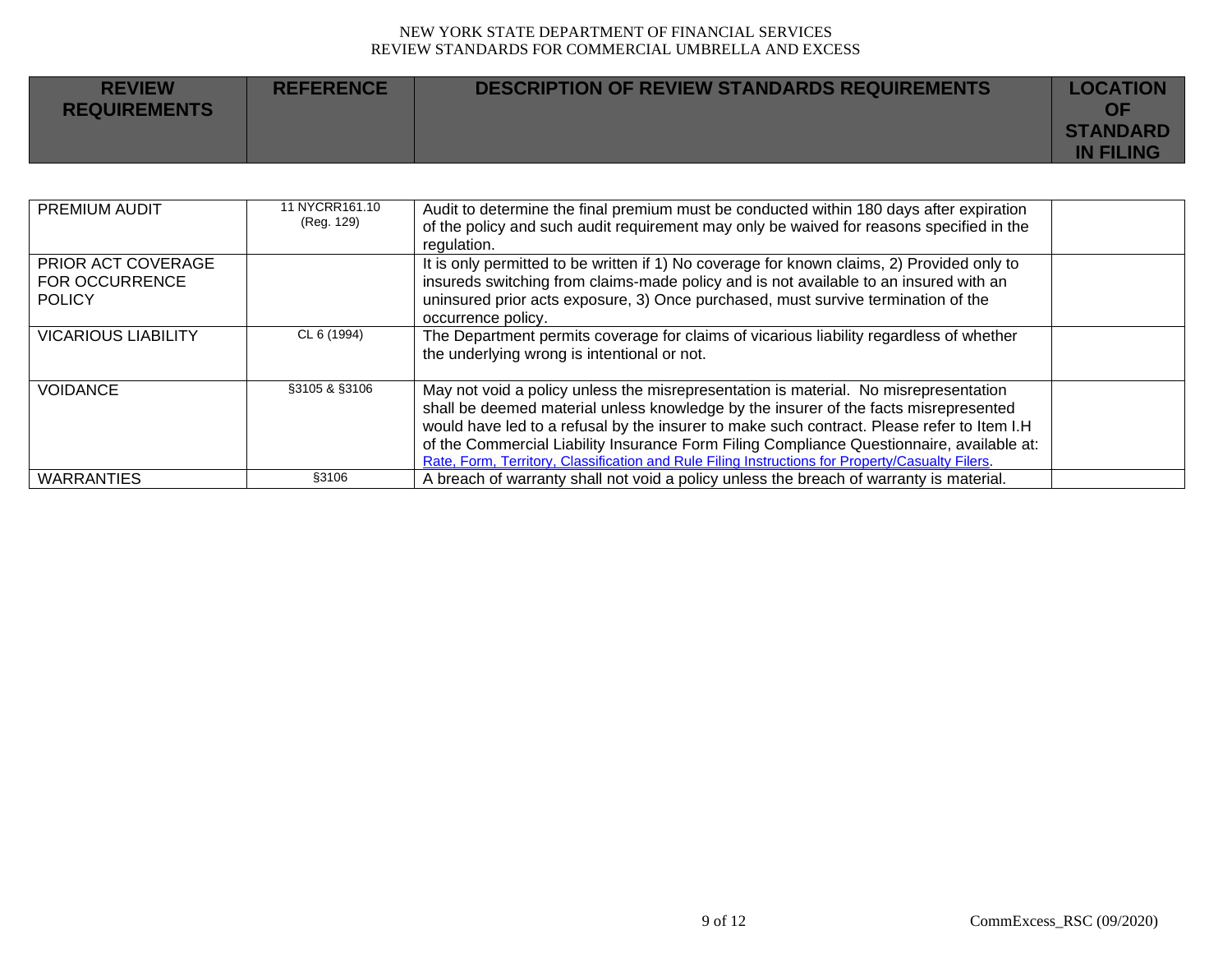| REVIEW REQUIREMENTS | REFERENCE | DESCRIPTION OF REVIEW STANDARDS REQUIREMENTS | LOCATION OF STANDARD IN FILING |
|---|---|---|---|
| PREMIUM AUDIT | 11 NYCRR161.10 (Reg. 129) | Audit to determine the final premium must be conducted within 180 days after expiration of the policy and such audit requirement may only be waived for reasons specified in the regulation. | |
| PRIOR ACT COVERAGE FOR OCCURRENCE POLICY | | It is only permitted to be written if 1) No coverage for known claims, 2) Provided only to insureds switching from claims-made policy and is not available to an insured with an uninsured prior acts exposure, 3) Once purchased, must survive termination of the occurrence policy. | |
| VICARIOUS LIABILITY | CL 6 (1994) | The Department permits coverage for claims of vicarious liability regardless of whether the underlying wrong is intentional or not. | |
| VOIDANCE | §3105 & §3106 | May not void a policy unless the misrepresentation is material. No misrepresentation shall be deemed material unless knowledge by the insurer of the facts misrepresented would have led to a refusal by the insurer to make such contract. Please refer to Item I.H of the Commercial Liability Insurance Form Filing Compliance Questionnaire, available at: Rate, Form, Territory, Classification and Rule Filing Instructions for Property/Casualty Filers. | |
| WARRANTIES | §3106 | A breach of warranty shall not void a policy unless the breach of warranty is material. | |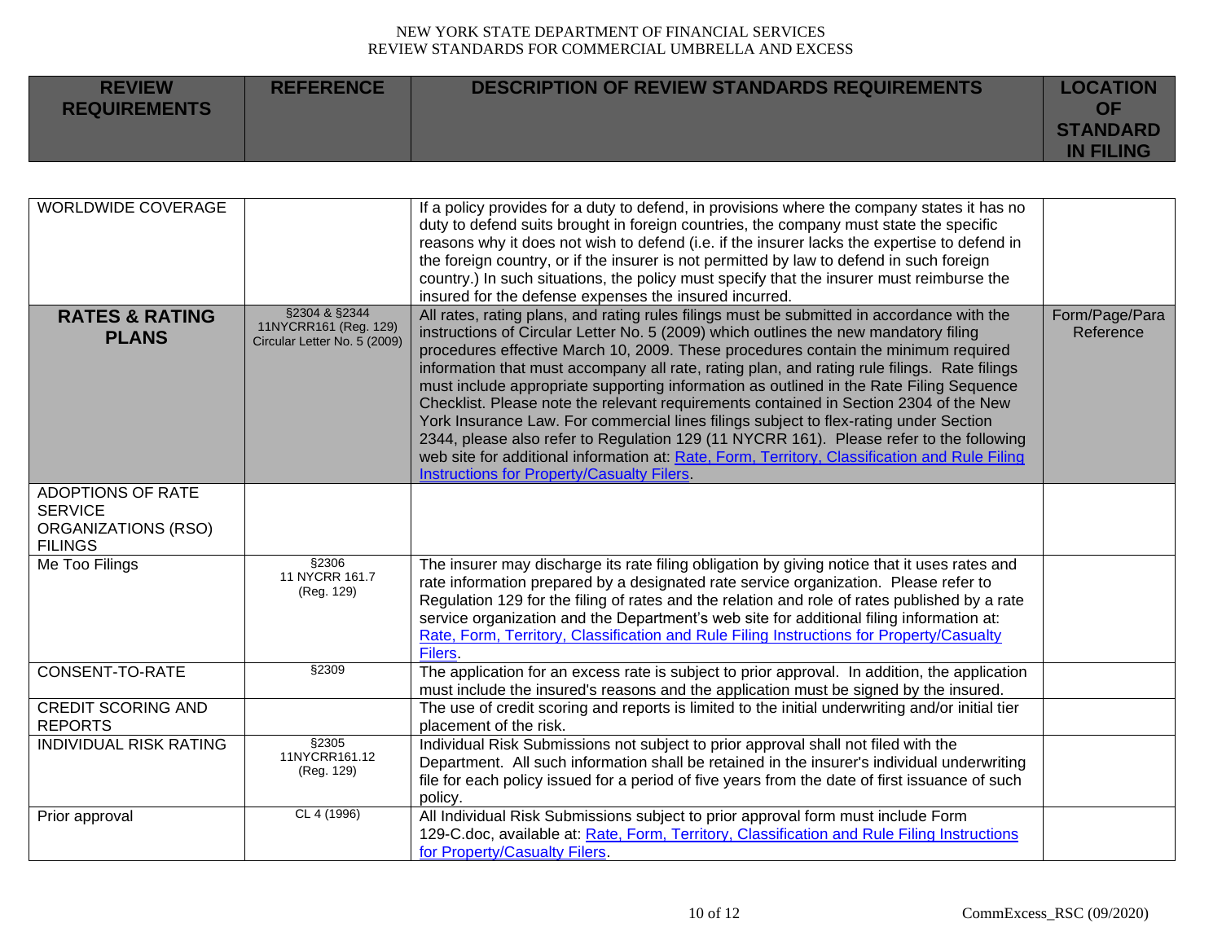| REVIEW REQUIREMENTS | REFERENCE | DESCRIPTION OF REVIEW STANDARDS REQUIREMENTS | LOCATION OF STANDARD IN FILING |
|---|---|---|---|
| WORLDWIDE COVERAGE | | If a policy provides for a duty to defend, in provisions where the company states it has no duty to defend suits brought in foreign countries, the company must state the specific reasons why it does not wish to defend (i.e. if the insurer lacks the expertise to defend in the foreign country, or if the insurer is not permitted by law to defend in such foreign country.) In such situations, the policy must specify that the insurer must reimburse the insured for the defense expenses the insured incurred. | |
| **RATES & RATING PLANS** | §2304 & §2344 11NYCRR161 (Reg. 129) Circular Letter No. 5 (2009) | All rates, rating plans, and rating rules filings must be submitted in accordance with the instructions of Circular Letter No. 5 (2009) which outlines the new mandatory filing procedures effective March 10, 2009. These procedures contain the minimum required information that must accompany all rate, rating plan, and rating rule filings. Rate filings must include appropriate supporting information as outlined in the Rate Filing Sequence Checklist. Please note the relevant requirements contained in Section 2304 of the New York Insurance Law. For commercial lines filings subject to flex-rating under Section 2344, please also refer to Regulation 129 (11 NYCRR 161). Please refer to the following web site for additional information at: Rate, Form, Territory, Classification and Rule Filing Instructions for Property/Casualty Filers. | Form/Page/Para Reference |
| ADOPTIONS OF RATE SERVICE ORGANIZATIONS (RSO) FILINGS | | | |
| Me Too Filings | §2306 11 NYCRR 161.7 (Reg. 129) | The insurer may discharge its rate filing obligation by giving notice that it uses rates and rate information prepared by a designated rate service organization. Please refer to Regulation 129 for the filing of rates and the relation and role of rates published by a rate service organization and the Department's web site for additional filing information at: Rate, Form, Territory, Classification and Rule Filing Instructions for Property/Casualty Filers. | |
| CONSENT-TO-RATE | §2309 | The application for an excess rate is subject to prior approval. In addition, the application must include the insured's reasons and the application must be signed by the insured. | |
| CREDIT SCORING AND REPORTS | | The use of credit scoring and reports is limited to the initial underwriting and/or initial tier placement of the risk. | |
| INDIVIDUAL RISK RATING | §2305 11NYCRR161.12 (Reg. 129) | Individual Risk Submissions not subject to prior approval shall not filed with the Department. All such information shall be retained in the insurer's individual underwriting file for each policy issued for a period of five years from the date of first issuance of such policy. | |
| Prior approval | CL 4 (1996) | All Individual Risk Submissions subject to prior approval form must include Form 129-C.doc, available at: Rate, Form, Territory, Classification and Rule Filing Instructions for Property/Casualty Filers. | |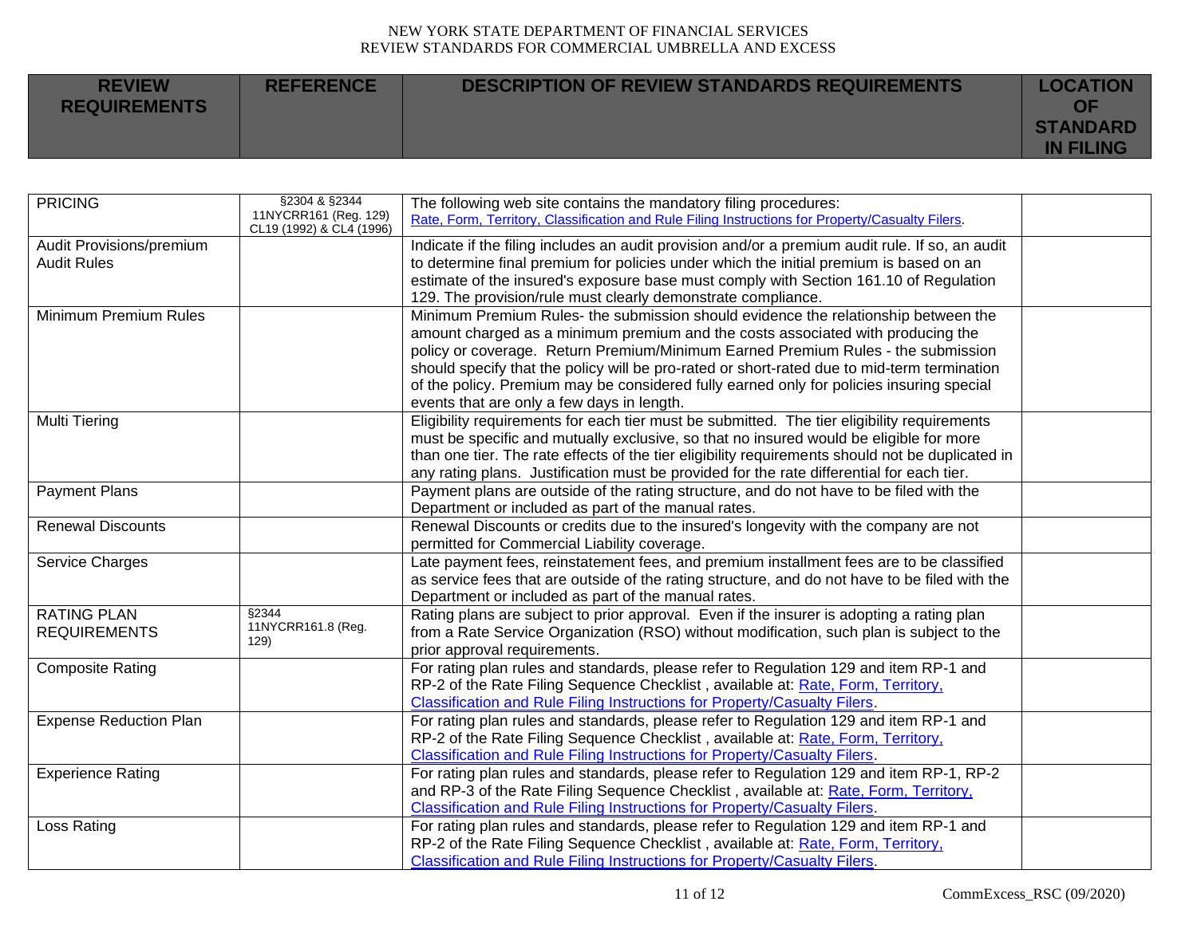| REVIEW REQUIREMENTS | REFERENCE | DESCRIPTION OF REVIEW STANDARDS REQUIREMENTS | LOCATION OF STANDARD IN FILING |
|---|---|---|---|
| PRICING | §2304 & §2344 11NYCRR161 (Reg. 129) CL19 (1992) & CL4 (1996) | The following web site contains the mandatory filing procedures: Rate, Form, Territory, Classification and Rule Filing Instructions for Property/Casualty Filers. | |
| Audit Provisions/premium Audit Rules | | Indicate if the filing includes an audit provision and/or a premium audit rule. If so, an audit to determine final premium for policies under which the initial premium is based on an estimate of the insured's exposure base must comply with Section 161.10 of Regulation 129. The provision/rule must clearly demonstrate compliance. | |
| Minimum Premium Rules | | Minimum Premium Rules- the submission should evidence the relationship between the amount charged as a minimum premium and the costs associated with producing the policy or coverage. Return Premium/Minimum Earned Premium Rules - the submission should specify that the policy will be pro-rated or short-rated due to mid-term termination of the policy. Premium may be considered fully earned only for policies insuring special events that are only a few days in length. | |
| Multi Tiering | | Eligibility requirements for each tier must be submitted. The tier eligibility requirements must be specific and mutually exclusive, so that no insured would be eligible for more than one tier. The rate effects of the tier eligibility requirements should not be duplicated in any rating plans. Justification must be provided for the rate differential for each tier. | |
| Payment Plans | | Payment plans are outside of the rating structure, and do not have to be filed with the Department or included as part of the manual rates. | |
| Renewal Discounts | | Renewal Discounts or credits due to the insured's longevity with the company are not permitted for Commercial Liability coverage. | |
| Service Charges | | Late payment fees, reinstatement fees, and premium installment fees are to be classified as service fees that are outside of the rating structure, and do not have to be filed with the Department or included as part of the manual rates. | |
| RATING PLAN REQUIREMENTS | §2344 11NYCRR161.8 (Reg. 129) | Rating plans are subject to prior approval. Even if the insurer is adopting a rating plan from a Rate Service Organization (RSO) without modification, such plan is subject to the prior approval requirements. | |
| Composite Rating | | For rating plan rules and standards, please refer to Regulation 129 and item RP-1 and RP-2 of the Rate Filing Sequence Checklist , available at: Rate, Form, Territory, Classification and Rule Filing Instructions for Property/Casualty Filers. | |
| Expense Reduction Plan | | For rating plan rules and standards, please refer to Regulation 129 and item RP-1 and RP-2 of the Rate Filing Sequence Checklist , available at: Rate, Form, Territory, Classification and Rule Filing Instructions for Property/Casualty Filers. | |
| Experience Rating | | For rating plan rules and standards, please refer to Regulation 129 and item RP-1, RP-2 and RP-3 of the Rate Filing Sequence Checklist , available at: Rate, Form, Territory, Classification and Rule Filing Instructions for Property/Casualty Filers. | |
| Loss Rating | | For rating plan rules and standards, please refer to Regulation 129 and item RP-1 and RP-2 of the Rate Filing Sequence Checklist , available at: Rate, Form, Territory, Classification and Rule Filing Instructions for Property/Casualty Filers. | |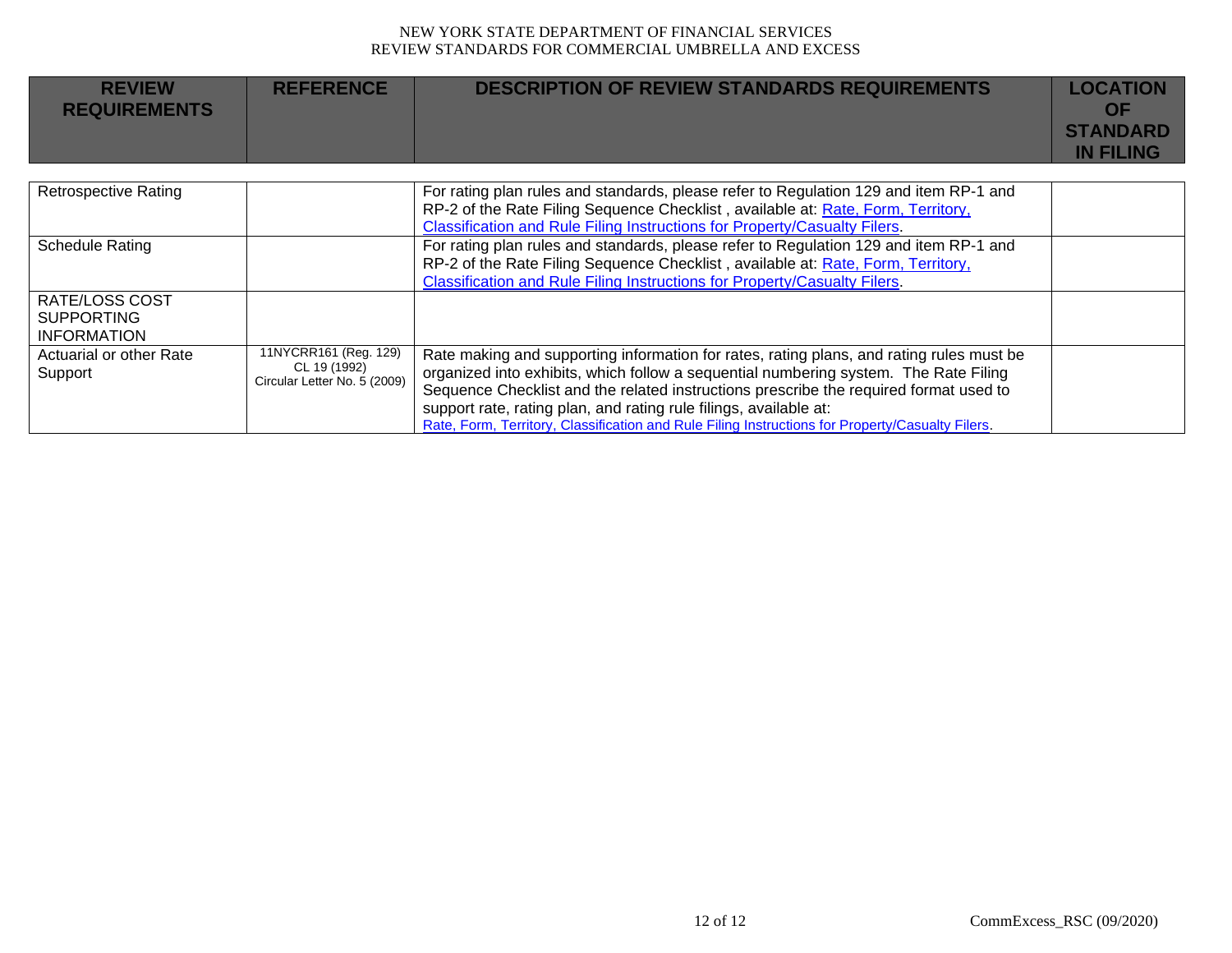| REVIEW REQUIREMENTS | REFERENCE | DESCRIPTION OF REVIEW STANDARDS REQUIREMENTS | LOCATION OF STANDARD IN FILING |
|---|---|---|---|
| Retrospective Rating | | For rating plan rules and standards, please refer to Regulation 129 and item RP-1 and RP-2 of the Rate Filing Sequence Checklist , available at: Rate, Form, Territory, Classification and Rule Filing Instructions for Property/Casualty Filers. | |
| Schedule Rating | | For rating plan rules and standards, please refer to Regulation 129 and item RP-1 and RP-2 of the Rate Filing Sequence Checklist , available at: Rate, Form, Territory, Classification and Rule Filing Instructions for Property/Casualty Filers. | |
| RATE/LOSS COST SUPPORTING INFORMATION | | | |
| Actuarial or other Rate Support | 11NYCRR161 (Reg. 129) CL 19 (1992) Circular Letter No. 5 (2009) | Rate making and supporting information for rates, rating plans, and rating rules must be organized into exhibits, which follow a sequential numbering system. The Rate Filing Sequence Checklist and the related instructions prescribe the required format used to support rate, rating plan, and rating rule filings, available at: Rate, Form, Territory, Classification and Rule Filing Instructions for Property/Casualty Filers. | |